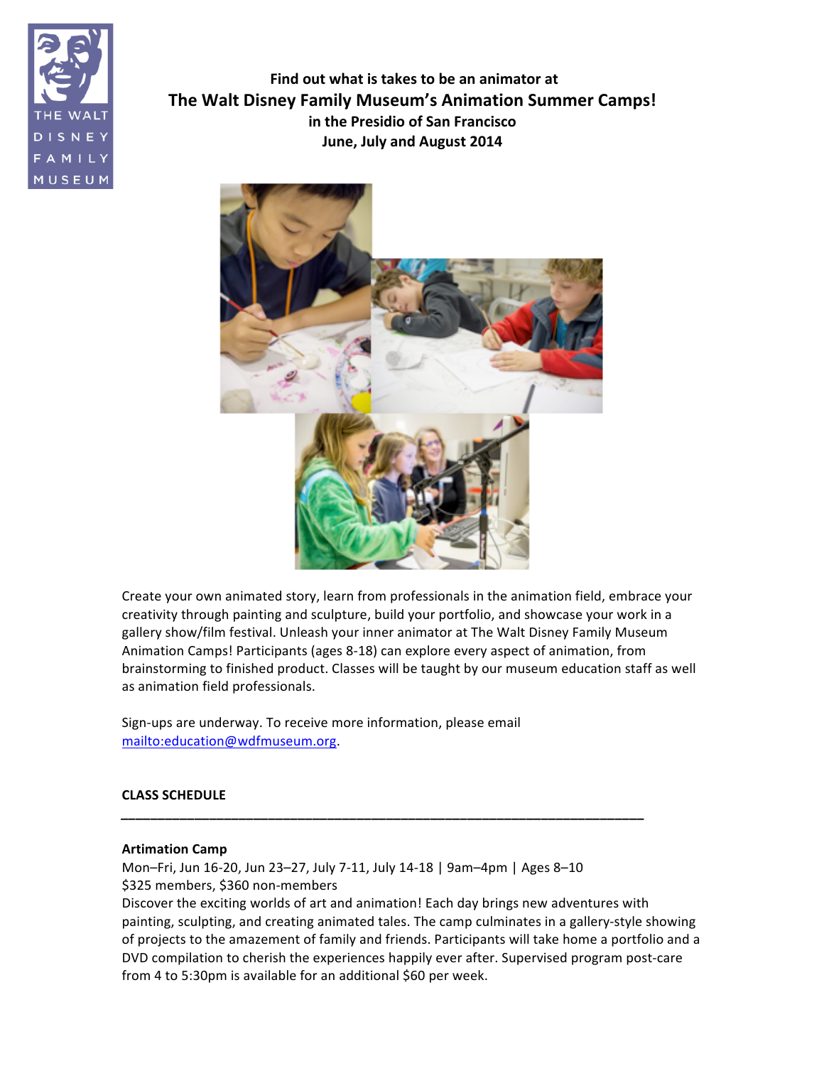Find out what is takes to be an animator at

# The Walt Disney Family Museum's Animation Summer Camps!

**in the Presidio of San Francisco**
**June, July and August 2014**

Create your own animated story, learn from professionals in the animation field, embrace your creativity through painting and sculpture, build your portfolio, and showcase your work in a gallery show/film festival. Unleash your inner animator at The Walt Disney Family Museum Animation Camps! Participants (ages 8-18) can explore every aspect of animation, from brainstorming to finished product. Classes will be taught by our museum education staff as well as animation field professionals.

Sign-ups are underway. To receive more information, please email mailto:education@wdfmuseum.org.

## CLASS SCHEDULE

---

### Artimation Camp

Mon–Fri, Jun 16-20, Jun 23–27, July 7-11, July 14-18 | 9am–4pm | Ages 8–10
$325 members, $360 non-members
Discover the exciting worlds of art and animation! Each day brings new adventures with painting, sculpting, and creating animated tales. The camp culminates in a gallery-style showing of projects to the amazement of family and friends. Participants will take home a portfolio and a DVD compilation to cherish the experiences happily ever after. Supervised program post-care from 4 to 5:30pm is available for an additional $60 per week.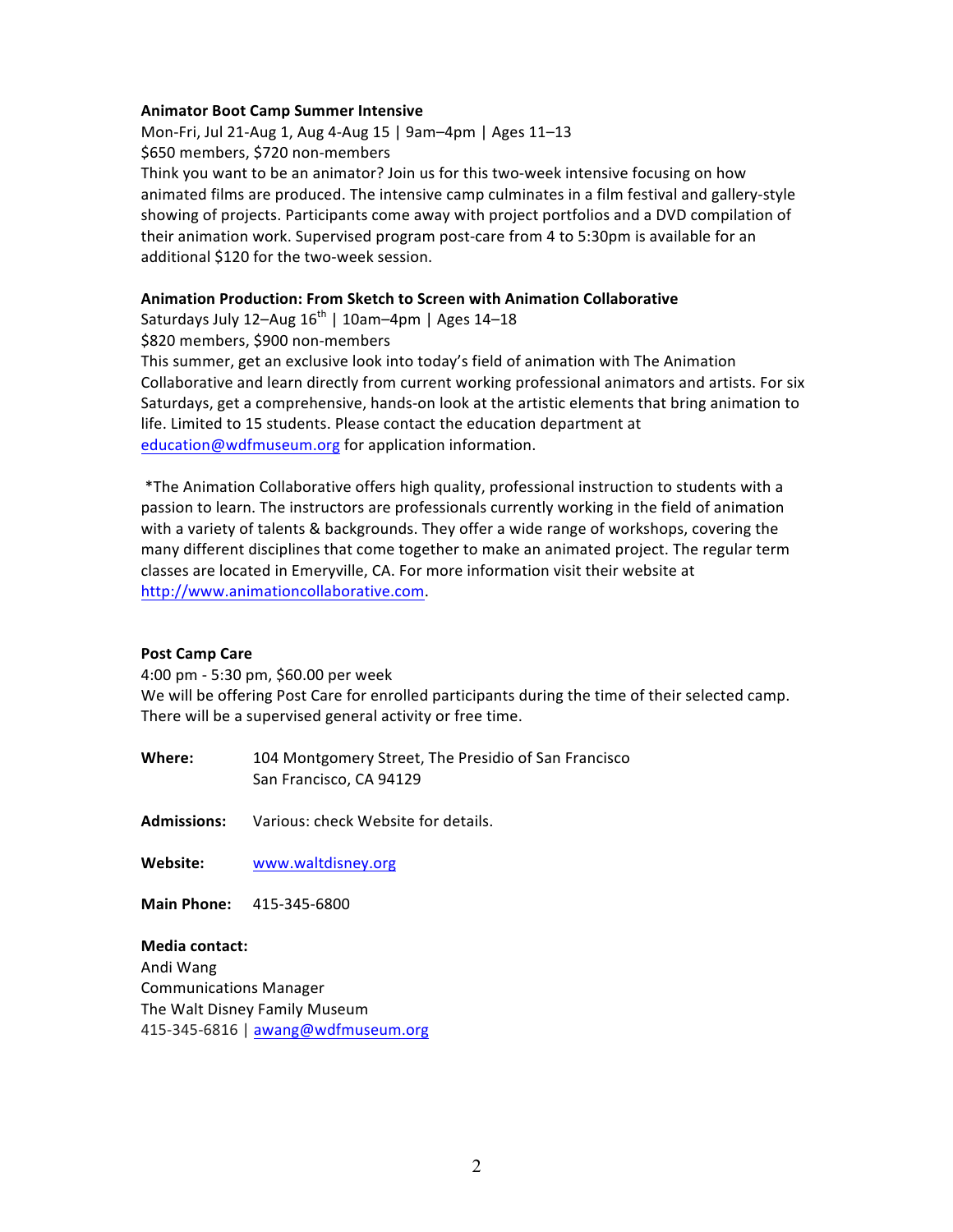**Animator Boot Camp Summer Intensive**

Mon-Fri, Jul 21-Aug 1, Aug 4-Aug 15 | 9am–4pm | Ages 11–13

$650 members, $720 non-members

Think you want to be an animator? Join us for this two-week intensive focusing on how animated films are produced. The intensive camp culminates in a film festival and gallery-style showing of projects. Participants come away with project portfolios and a DVD compilation of their animation work. Supervised program post-care from 4 to 5:30pm is available for an additional $120 for the two-week session.

**Animation Production: From Sketch to Screen with Animation Collaborative**

Saturdays July 12–Aug 16th | 10am–4pm | Ages 14–18

$820 members, $900 non-members

This summer, get an exclusive look into today's field of animation with The Animation Collaborative and learn directly from current working professional animators and artists. For six Saturdays, get a comprehensive, hands-on look at the artistic elements that bring animation to life. Limited to 15 students. Please contact the education department at education@wdfmuseum.org for application information.

*The Animation Collaborative offers high quality, professional instruction to students with a passion to learn. The instructors are professionals currently working in the field of animation with a variety of talents & backgrounds. They offer a wide range of workshops, covering the many different disciplines that come together to make an animated project. The regular term classes are located in Emeryville, CA. For more information visit their website at http://www.animationcollaborative.com.

**Post Camp Care**

4:00 pm - 5:30 pm, $60.00 per week

We will be offering Post Care for enrolled participants during the time of their selected camp. There will be a supervised general activity or free time.

**Where:** 104 Montgomery Street, The Presidio of San Francisco
San Francisco, CA 94129

**Admissions:** Various: check Website for details.

**Website:** www.waltdisney.org

**Main Phone:** 415-345-6800

**Media contact:**

Andi Wang

Communications Manager

The Walt Disney Family Museum

415-345-6816 | awang@wdfmuseum.org